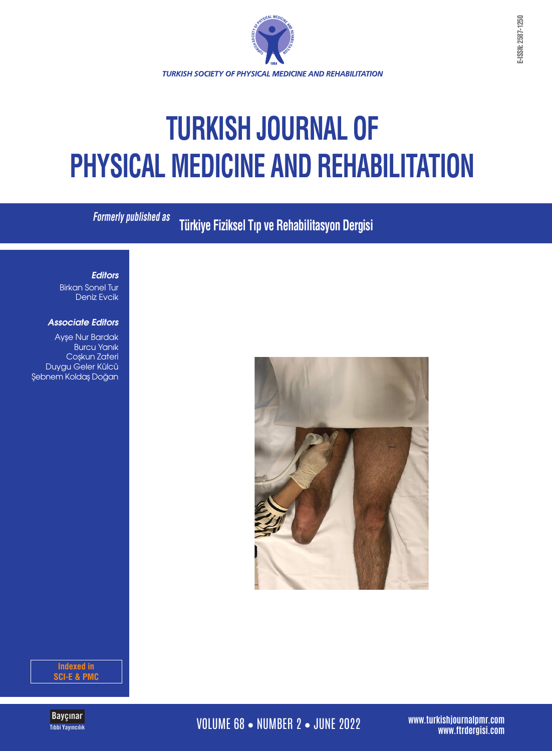E-ISSN: 2587-1250

TURKISH SOCIETY OF PHYSICAL MEDICINE AND REHABILITATION

# TURKISH JOURNAL OF PHYSICAL MEDICINE AND REHABILITATION

*Formerly published as* **Türkiye Fiziksel Tıp ve Rehabilitasyon Dergisi**

***Editors***

Birkan Sonel Tur
Deniz Evcik

***Associate Editors***

Ayşe Nur Bardak
Burcu Yanık
Coşkun Zateri
Duygu Geler Külcü
Şebnem Koldaş Doğan

**Indexed in SCI-E & PMC**

Bayçınar Tıbbi Yayıncılık

VOLUME 68 • NUMBER 2 • JUNE 2022

www.turkishjournalpmr.com
www.ftrdergisi.com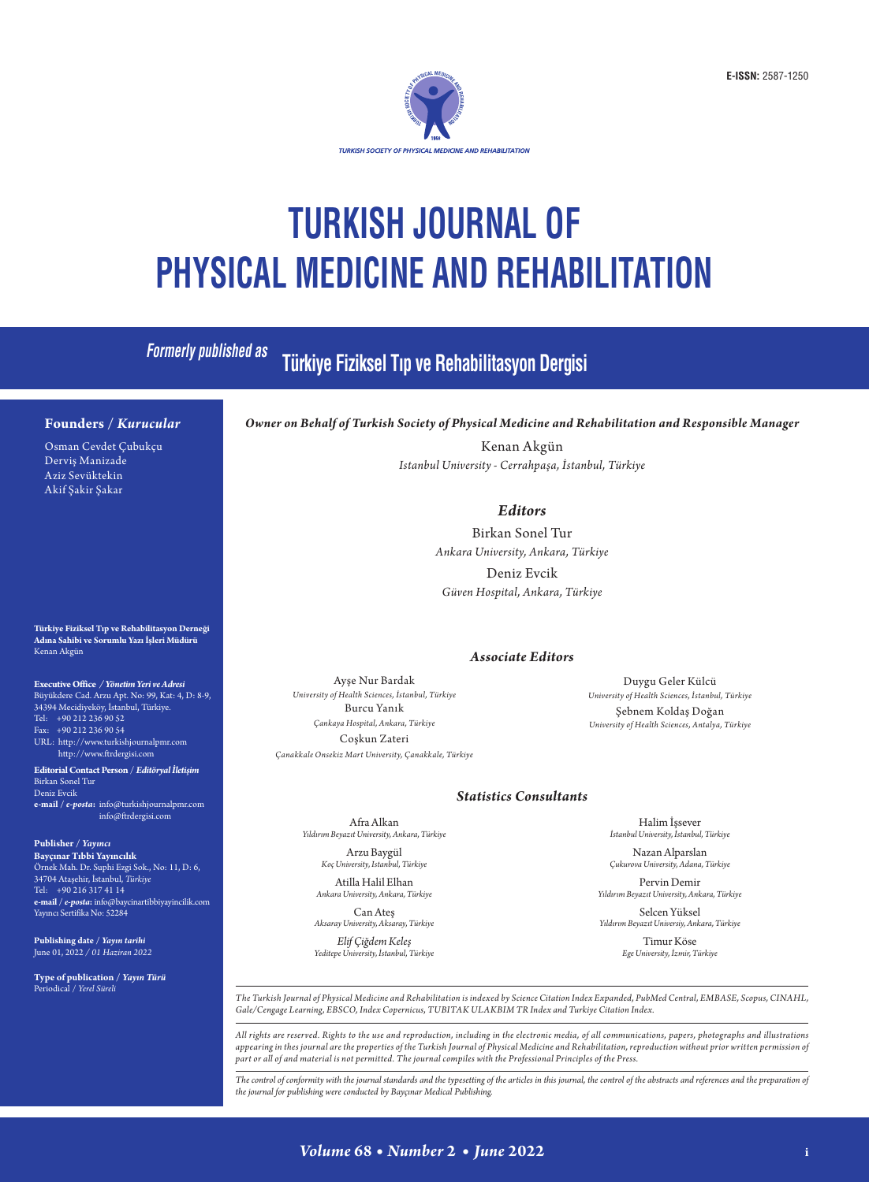E-ISSN: 2587-1250

TURKISH SOCIETY OF PHYSICAL MEDICINE AND REHABILITATION

# TURKISH JOURNAL OF PHYSICAL MEDICINE AND REHABILITATION

*Formerly published as* **Türkiye Fiziksel Tıp ve Rehabilitasyon Dergisi**

## Founders / *Kurucular*

Osman Cevdet Çubukçu
Derviş Manizade
Aziz Sevüktekin
Akif Şakir Şakar

**Türkiye Fiziksel Tıp ve Rehabilitasyon Derneği Adına Sahibi ve Sorumlu Yazı İşleri Müdürü**
Kenan Akgün

**Executive Office** / ***Yönetim Yeri ve Adresi***
Büyükdere Cad. Arzu Apt. No: 99, Kat: 4, D: 8-9, 34394 Mecidiyeköy, İstanbul, Türkiye.
Tel: +90 212 236 90 52
Fax: +90 212 236 90 54
URL: http://www.turkishjournalpmr.com
http://www.ftrdergisi.com

**Editorial Contact Person** / ***Editöryal İletişim***
Birkan Sonel Tur
Deniz Evcik
**e-mail** / ***e-posta:*** info@turkishjournalpmr.com
info@ftrdergisi.com

**Publisher** / ***Yayıncı***
**Bayçınar Tıbbi Yayıncılık**
Örnek Mah. Dr. Suphi Ezgi Sok., No: 11, D: 6, 34704 Ataşehir, İstanbul, *Türkiye*
Tel: +90 216 317 41 14
**e-mail** / ***e-posta:*** info@baycinartibbiyayincilik.com
Yayıncı Sertifika No: 52284

**Publishing date** / ***Yayın tarihi***
June 01, 2022 / *01 Haziran 2022*

**Type of publication** / ***Yayın Türü***
Periodical / *Yerel Süreli*

### *Owner on Behalf of Turkish Society of Physical Medicine and Rehabilitation and Responsible Manager*

Kenan Akgün
*Istanbul University - Cerrahpaşa, İstanbul, Türkiye*

### *Editors*

Birkan Sonel Tur
*Ankara University, Ankara, Türkiye*

Deniz Evcik
*Güven Hospital, Ankara, Türkiye*

### *Associate Editors*

Ayşe Nur Bardak
*University of Health Sciences, İstanbul, Türkiye*

Burcu Yanık
*Çankaya Hospital, Ankara, Türkiye*

Coşkun Zateri
*Çanakkale Onsekiz Mart University, Çanakkale, Türkiye*

Duygu Geler Külcü
*University of Health Sciences, İstanbul, Türkiye*

Şebnem Koldaş Doğan
*University of Health Sciences, Antalya, Türkiye*

### *Statistics Consultants*

Afra Alkan
*Yıldırım Beyazıt University, Ankara, Türkiye*

Arzu Baygül
*Koç University, Istanbul, Türkiye*

Atilla Halil Elhan
*Ankara University, Ankara, Türkiye*

Can Ateş
*Aksaray University, Aksaray, Türkiye*

*Elif Çiğdem Keleş*
*Yeditepe University, İstanbul, Türkiye*

Halim İşsever
*İstanbul University, İstanbul, Türkiye*

Nazan Alparslan
*Çukurova University, Adana, Türkiye*

Pervin Demir
*Yıldırım Beyazıt University, Ankara, Türkiye*

Selcen Yüksel
*Yıldırım Beyazıt Universiy, Ankara, Türkiye*

Timur Köse
*Ege University, İzmir, Türkiye*

*The Turkish Journal of Physical Medicine and Rehabilitation is indexed by Science Citation Index Expanded, PubMed Central, EMBASE, Scopus, CINAHL, Gale/Cengage Learning, EBSCO, Index Copernicus, TUBITAK ULAKBIM TR Index and Turkiye Citation Index.*

*All rights are reserved. Rights to the use and reproduction, including in the electronic media, of all communications, papers, photographs and illustrations appearing in thes journal are the properties of the Turkish Journal of Physical Medicine and Rehabilitation, reproduction without prior written permission of part or all of and material is not permitted. The journal compiles with the Professional Principles of the Press.*

*The control of conformity with the journal standards and the typesetting of the articles in this journal, the control of the abstracts and references and the preparation of the journal for publishing were conducted by Bayçınar Medical Publishing.*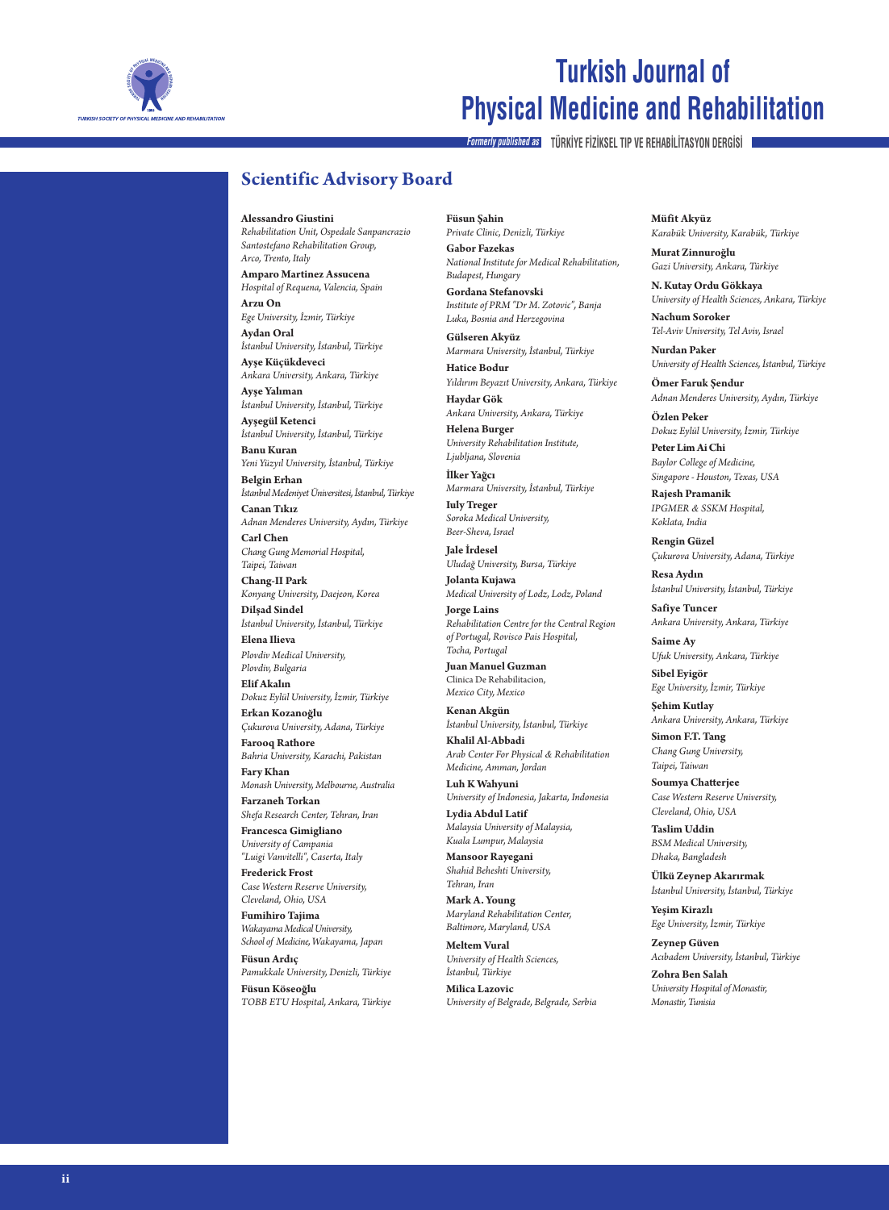## Scientific Advisory Board

**Alessandro Giustini**
*Rehabilitation Unit, Ospedale Sanpancrazio Santostefano Rehabilitation Group, Arco, Trento, Italy*

**Amparo Martinez Assucena**
*Hospital of Requena, Valencia, Spain*

**Arzu On**
*Ege University, İzmir, Türkiye*

**Aydan Oral**
*İstanbul University, İstanbul, Türkiye*

**Ayşe Küçükdeveci**
*Ankara University, Ankara, Türkiye*

**Ayşe Yalıman**
*İstanbul University, İstanbul, Türkiye*

**Ayşegül Ketenci**
*İstanbul University, İstanbul, Türkiye*

**Banu Kuran**
*Yeni Yüzyıl University, İstanbul, Türkiye*

**Belgin Erhan**
*İstanbul Medeniyet Üniversitesi, İstanbul, Türkiye*

**Canan Tıkız**
*Adnan Menderes University, Aydın, Türkiye*

**Carl Chen**
*Chang Gung Memorial Hospital, Taipei, Taiwan*

**Chang-Il Park**
*Konyang University, Daejeon, Korea*

**Dilşad Sindel**
*İstanbul University, İstanbul, Türkiye*

**Elena Ilieva**
*Plovdiv Medical University, Plovdiv, Bulgaria*

**Elif Akalın**
*Dokuz Eylül University, İzmir, Türkiye*

**Erkan Kozanoğlu**
*Çukurova University, Adana, Türkiye*

**Farooq Rathore**
*Bahria University, Karachi, Pakistan*

**Fary Khan**
*Monash University, Melbourne, Australia*

**Farzaneh Torkan**
*Shefa Research Center, Tehran, Iran*

**Francesca Gimigliano**
*University of Campania "Luigi Vanvitelli", Caserta, Italy*

**Frederick Frost**
*Case Western Reserve University, Cleveland, Ohio, USA*

**Fumihiro Tajima**
*Wakayama Medical University, School of Medicine, Wakayama, Japan*

**Füsun Ardıç**
*Pamukkale University, Denizli, Türkiye*

**Füsun Köseoğlu**
*TOBB ETU Hospital, Ankara, Türkiye*

**Füsun Şahin**
*Private Clinic, Denizli, Türkiye*

**Gabor Fazekas**
*National Institute for Medical Rehabilitation, Budapest, Hungary*

**Gordana Stefanovski**
*Institute of PRM "Dr M. Zotovic", Banja Luka, Bosnia and Herzegovina*

**Gülseren Akyüz**
*Marmara University, İstanbul, Türkiye*

**Hatice Bodur**
*Yıldırım Beyazıt University, Ankara, Türkiye*

**Haydar Gök**
*Ankara University, Ankara, Türkiye*

**Helena Burger**
*University Rehabilitation Institute, Ljubljana, Slovenia*

**İlker Yağcı**
*Marmara University, İstanbul, Türkiye*

**Iuly Treger**
*Soroka Medical University, Beer-Sheva, Israel*

**Jale İrdesel**
*Uludağ University, Bursa, Türkiye*

**Jolanta Kujawa**
*Medical University of Lodz, Lodz, Poland*

**Jorge Lains**
*Rehabilitation Centre for the Central Region of Portugal, Rovisco Pais Hospital, Tocha, Portugal*

**Juan Manuel Guzman**
Clinica De Rehabilitacion, *Mexico City, Mexico*

**Kenan Akgün**
*İstanbul University, İstanbul, Türkiye*

**Khalil Al-Abbadi**
*Arab Center For Physical & Rehabilitation Medicine, Amman, Jordan*

**Luh K Wahyuni**
*University of Indonesia, Jakarta, Indonesia*

**Lydia Abdul Latif**
*Malaysia University of Malaysia, Kuala Lumpur, Malaysia*

**Mansoor Rayegani**
*Shahid Beheshti University, Tehran, Iran*

**Mark A. Young**
*Maryland Rehabilitation Center, Baltimore, Maryland, USA*

**Meltem Vural**
*University of Health Sciences, İstanbul, Türkiye*

**Milica Lazovic**
*University of Belgrade, Belgrade, Serbia*

**Müfit Akyüz**
*Karabük University, Karabük, Türkiye*

**Murat Zinnuroğlu**
*Gazi University, Ankara, Türkiye*

**N. Kutay Ordu Gökkaya**
*University of Health Sciences, Ankara, Türkiye*

**Nachum Soroker**
*Tel-Aviv University, Tel Aviv, Israel*

**Nurdan Paker**
*University of Health Sciences, İstanbul, Türkiye*

**Ömer Faruk Şendur**
*Adnan Menderes University, Aydın, Türkiye*

**Özlen Peker**
*Dokuz Eylül University, İzmir, Türkiye*

**Peter Lim Ai Chi**
*Baylor College of Medicine, Singapore - Houston, Texas, USA*

**Rajesh Pramanik**
*IPGMER & SSKM Hospital, Koklata, India*

**Rengin Güzel**
*Çukurova University, Adana, Türkiye*

**Resa Aydın**
*İstanbul University, İstanbul, Türkiye*

**Safiye Tuncer**
*Ankara University, Ankara, Türkiye*

**Saime Ay**
*Ufuk University, Ankara, Türkiye*

**Sibel Eyigör**
*Ege University, İzmir, Türkiye*

**Şehim Kutlay**
*Ankara University, Ankara, Türkiye*

**Simon F.T. Tang**
*Chang Gung University, Taipei, Taiwan*

**Soumya Chatterjee**
*Case Western Reserve University, Cleveland, Ohio, USA*

**Taslim Uddin**
*BSM Medical University, Dhaka, Bangladesh*

**Ülkü Zeynep Akarırmak**
*İstanbul University, İstanbul, Türkiye*

**Yeşim Kirazlı**
*Ege University, İzmir, Türkiye*

**Zeynep Güven**
*Acıbadem University, İstanbul, Türkiye*

**Zohra Ben Salah**
*University Hospital of Monastir, Monastir, Tunisia*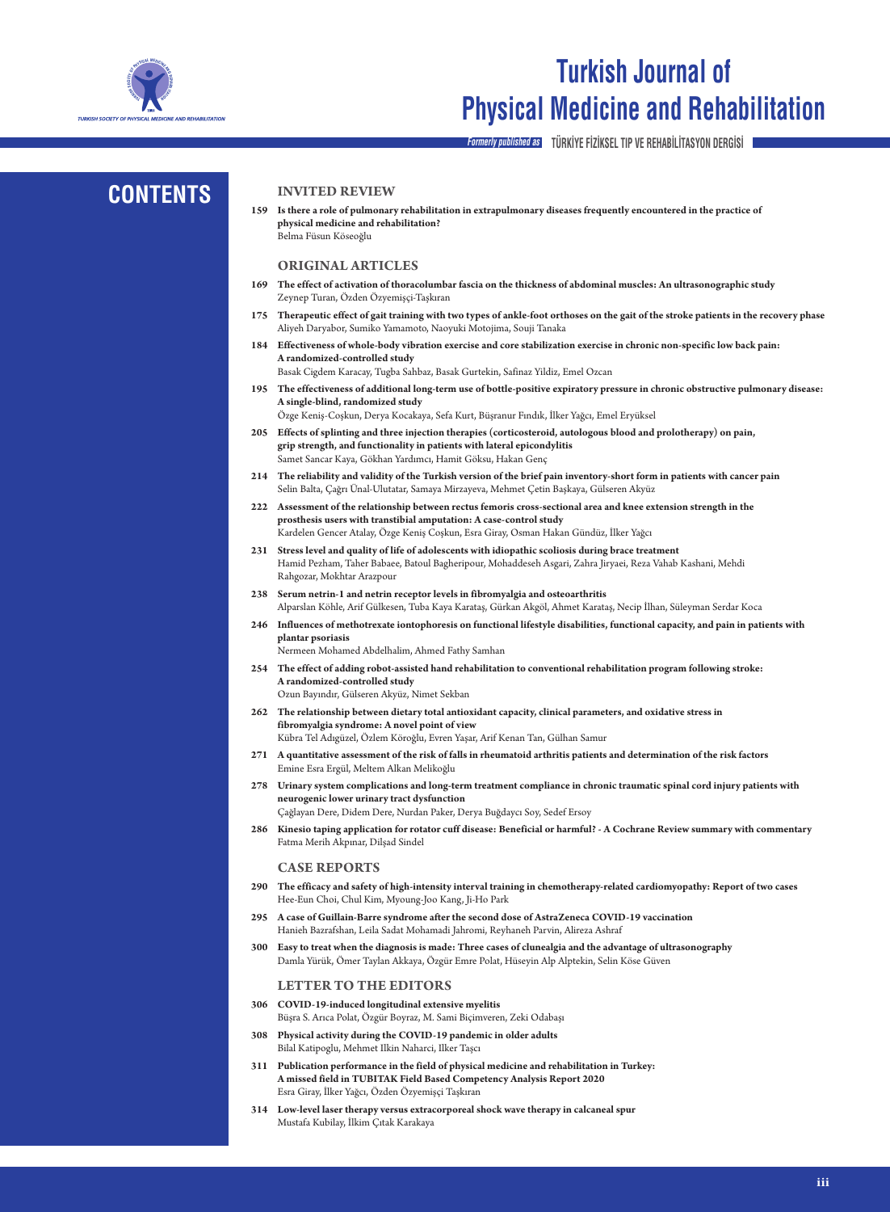# Turkish Journal of Physical Medicine and Rehabilitation

*Formerly published as* TÜRKİYE FİZİKSEL TIP VE REHABİLİTASYON DERGİSİ

## CONTENTS

### INVITED REVIEW

**159 Is there a role of pulmonary rehabilitation in extrapulmonary diseases frequently encountered in the practice of physical medicine and rehabilitation?**
Belma Füsun Köseoğlu

### ORIGINAL ARTICLES

**169 The effect of activation of thoracolumbar fascia on the thickness of abdominal muscles: An ultrasonographic study**
Zeynep Turan, Özden Özyemişçi-Taşkıran

**175 Therapeutic effect of gait training with two types of ankle-foot orthoses on the gait of the stroke patients in the recovery phase**
Aliyeh Daryabor, Sumiko Yamamoto, Naoyuki Motojima, Souji Tanaka

**184 Effectiveness of whole-body vibration exercise and core stabilization exercise in chronic non-specific low back pain: A randomized-controlled study**
Basak Cigdem Karacay, Tugba Sahbaz, Basak Gurtekin, Safinaz Yildiz, Emel Ozcan

**195 The effectiveness of additional long-term use of bottle-positive expiratory pressure in chronic obstructive pulmonary disease: A single-blind, randomized study**
Özge Keniş-Coşkun, Derya Kocakaya, Sefa Kurt, Büşranur Fındık, İlker Yağcı, Emel Eryüksel

**205 Effects of splinting and three injection therapies (corticosteroid, autologous blood and prolotherapy) on pain, grip strength, and functionality in patients with lateral epicondylitis**
Samet Sancar Kaya, Gökhan Yardımcı, Hamit Göksu, Hakan Genç

**214 The reliability and validity of the Turkish version of the brief pain inventory-short form in patients with cancer pain**
Selin Balta, Çağrı Ünal-Ulutatar, Samaya Mirzayeva, Mehmet Çetin Başkaya, Gülseren Akyüz

**222 Assessment of the relationship between rectus femoris cross-sectional area and knee extension strength in the prosthesis users with transtibial amputation: A case-control study**
Kardelen Gencer Atalay, Özge Keniş Coşkun, Esra Giray, Osman Hakan Gündüz, İlker Yağcı

**231 Stress level and quality of life of adolescents with idiopathic scoliosis during brace treatment**
Hamid Pezham, Taher Babaee, Batoul Bagheripour, Mohaddeseh Asgari, Zahra Jiryaei, Reza Vahab Kashani, Mehdi Rahgozar, Mokhtar Arazpour

**238 Serum netrin-1 and netrin receptor levels in fibromyalgia and osteoarthritis**
Alparslan Köhle, Arif Gülkesen, Tuba Kaya Karataş, Gürkan Akgöl, Ahmet Karataş, Necip İlhan, Süleyman Serdar Koca

**246 Influences of methotrexate iontophoresis on functional lifestyle disabilities, functional capacity, and pain in patients with plantar psoriasis**
Nermeen Mohamed Abdelhalim, Ahmed Fathy Samhan

**254 The effect of adding robot-assisted hand rehabilitation to conventional rehabilitation program following stroke: A randomized-controlled study**
Ozun Bayındır, Gülseren Akyüz, Nimet Sekban

**262 The relationship between dietary total antioxidant capacity, clinical parameters, and oxidative stress in fibromyalgia syndrome: A novel point of view**
Kübra Tel Adıgüzel, Özlem Köroğlu, Evren Yaşar, Arif Kenan Tan, Gülhan Samur

**271 A quantitative assessment of the risk of falls in rheumatoid arthritis patients and determination of the risk factors**
Emine Esra Ergül, Meltem Alkan Melikoğlu

**278 Urinary system complications and long-term treatment compliance in chronic traumatic spinal cord injury patients with neurogenic lower urinary tract dysfunction**
Çağlayan Dere, Didem Dere, Nurdan Paker, Derya Buğdaycı Soy, Sedef Ersoy

**286 Kinesio taping application for rotator cuff disease: Beneficial or harmful? - A Cochrane Review summary with commentary**
Fatma Merih Akpınar, Dilşad Sindel

### CASE REPORTS

**290 The efficacy and safety of high-intensity interval training in chemotherapy-related cardiomyopathy: Report of two cases**
Hee-Eun Choi, Chul Kim, Myoung-Joo Kang, Ji-Ho Park

**295 A case of Guillain-Barre syndrome after the second dose of AstraZeneca COVID-19 vaccination**
Hanieh Bazrafshan, Leila Sadat Mohamadi Jahromi, Reyhaneh Parvin, Alireza Ashraf

**300 Easy to treat when the diagnosis is made: Three cases of clunealgia and the advantage of ultrasonography**
Damla Yürük, Ömer Taylan Akkaya, Özgür Emre Polat, Hüseyin Alp Alptekin, Selin Köse Güven

### LETTER TO THE EDITORS

**306 COVID-19-induced longitudinal extensive myelitis**
Büşra S. Arıca Polat, Özgür Boyraz, M. Sami Biçimveren, Zeki Odabaşı

**308 Physical activity during the COVID-19 pandemic in older adults**
Bilal Katipoglu, Mehmet Ilkin Naharci, Ilker Taşcı

**311 Publication performance in the field of physical medicine and rehabilitation in Turkey: A missed field in TUBITAK Field Based Competency Analysis Report 2020**
Esra Giray, İlker Yağcı, Özden Özyemişçi Taşkıran

**314 Low-level laser therapy versus extracorporeal shock wave therapy in calcaneal spur**
Mustafa Kubilay, İlkim Çıtak Karakaya